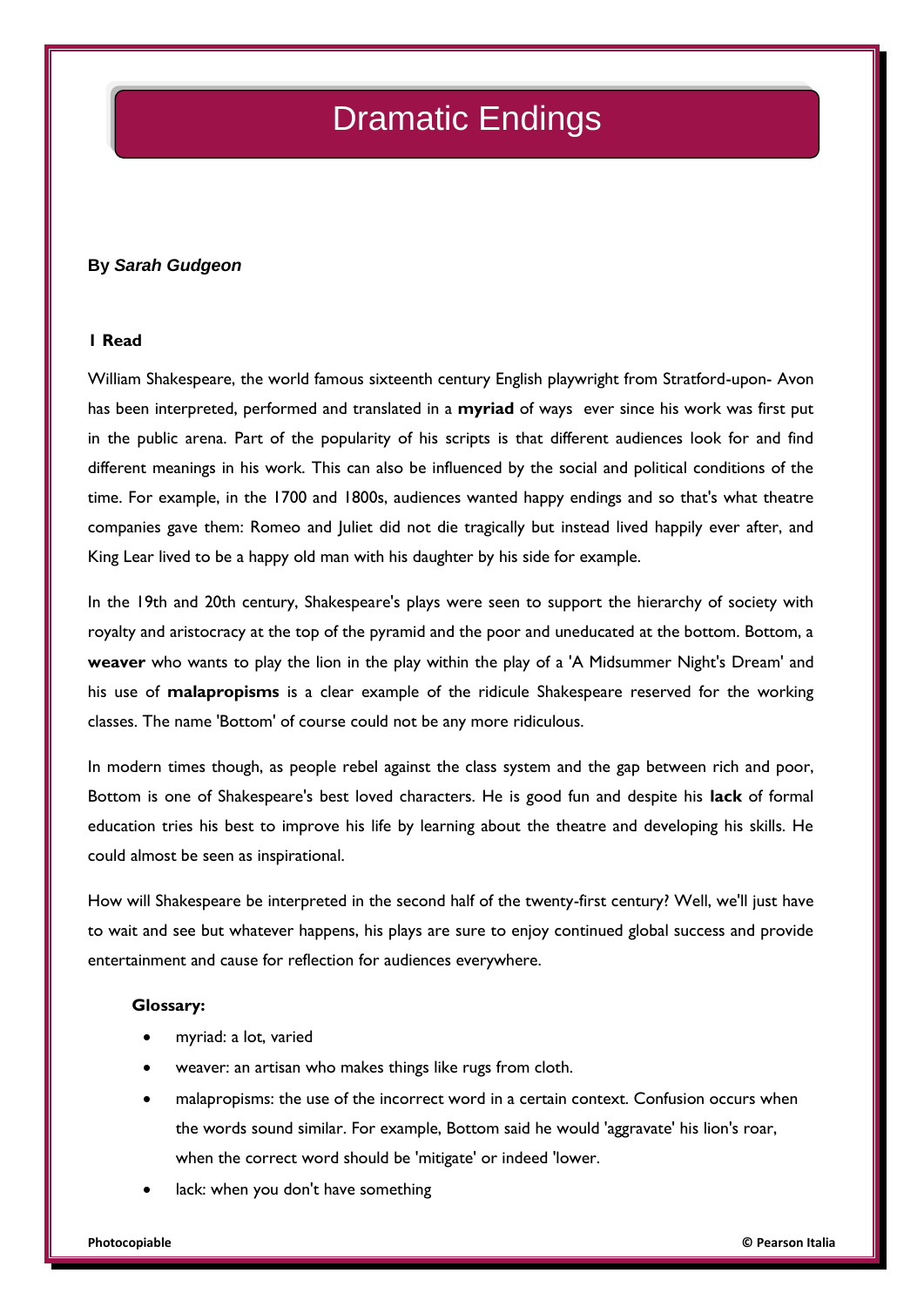# Dramatic Endings

**By *Sarah Gudgeon***

**1 Read**

William Shakespeare, the world famous sixteenth century English playwright from Stratford-upon- Avon has been interpreted, performed and translated in a **myriad** of ways  ever since his work was first put in the public arena. Part of the popularity of his scripts is that different audiences look for and find different meanings in his work. This can also be influenced by the social and political conditions of the time. For example, in the 1700 and 1800s, audiences wanted happy endings and so that's what theatre companies gave them: Romeo and Juliet did not die tragically but instead lived happily ever after, and King Lear lived to be a happy old man with his daughter by his side for example.

In the 19th and 20th century, Shakespeare's plays were seen to support the hierarchy of society with royalty and aristocracy at the top of the pyramid and the poor and uneducated at the bottom. Bottom, a **weaver** who wants to play the lion in the play within the play of a 'A Midsummer Night's Dream' and his use of **malapropisms** is a clear example of the ridicule Shakespeare reserved for the working classes. The name 'Bottom' of course could not be any more ridiculous.

In modern times though, as people rebel against the class system and the gap between rich and poor, Bottom is one of Shakespeare's best loved characters. He is good fun and despite his **lack** of formal education tries his best to improve his life by learning about the theatre and developing his skills. He could almost be seen as inspirational.

How will Shakespeare be interpreted in the second half of the twenty-first century? Well, we'll just have to wait and see but whatever happens, his plays are sure to enjoy continued global success and provide entertainment and cause for reflection for audiences everywhere.

**Glossary:**

- myriad: a lot, varied
- weaver: an artisan who makes things like rugs from cloth.
- malapropisms: the use of the incorrect word in a certain context. Confusion occurs when the words sound similar. For example, Bottom said he would 'aggravate' his lion's roar, when the correct word should be 'mitigate' or indeed 'lower.
- lack: when you don't have something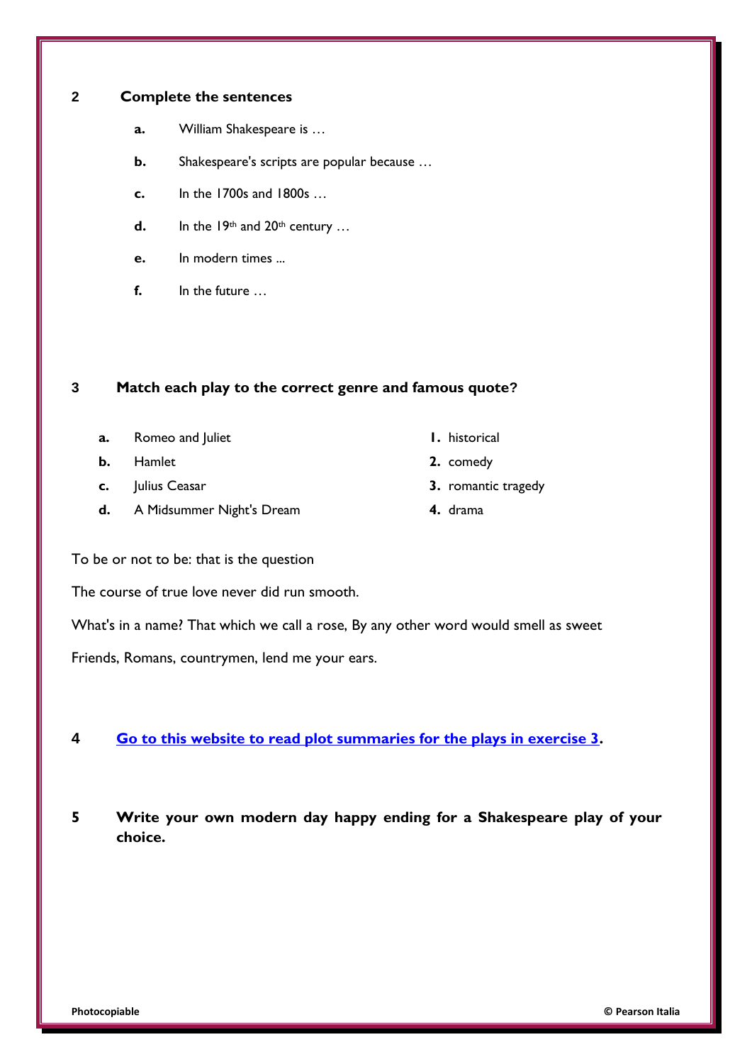**2 Complete the sentences**

- **a.** William Shakespeare is …
- **b.** Shakespeare's scripts are popular because …
- **c.** In the 1700s and 1800s …
- **d.** In the 19th and 20th century …
- **e.** In modern times ...
- **f.** In the future …

**3 Match each play to the correct genre and famous quote?**

| | | | |
|---|---|---|---|
| **a.** | Romeo and Juliet | **1.** | historical |
| **b.** | Hamlet | **2.** | comedy |
| **c.** | Julius Ceasar | **3.** | romantic tragedy |
| **d.** | A Midsummer Night's Dream | **4.** | drama |

To be or not to be: that is the question

The course of true love never did run smooth.

What's in a name? That which we call a rose, By any other word would smell as sweet

Friends, Romans, countrymen, lend me your ears.

**4 Go to this website to read plot summaries for the plays in exercise 3.**

**5 Write your own modern day happy ending for a Shakespeare play of your choice.**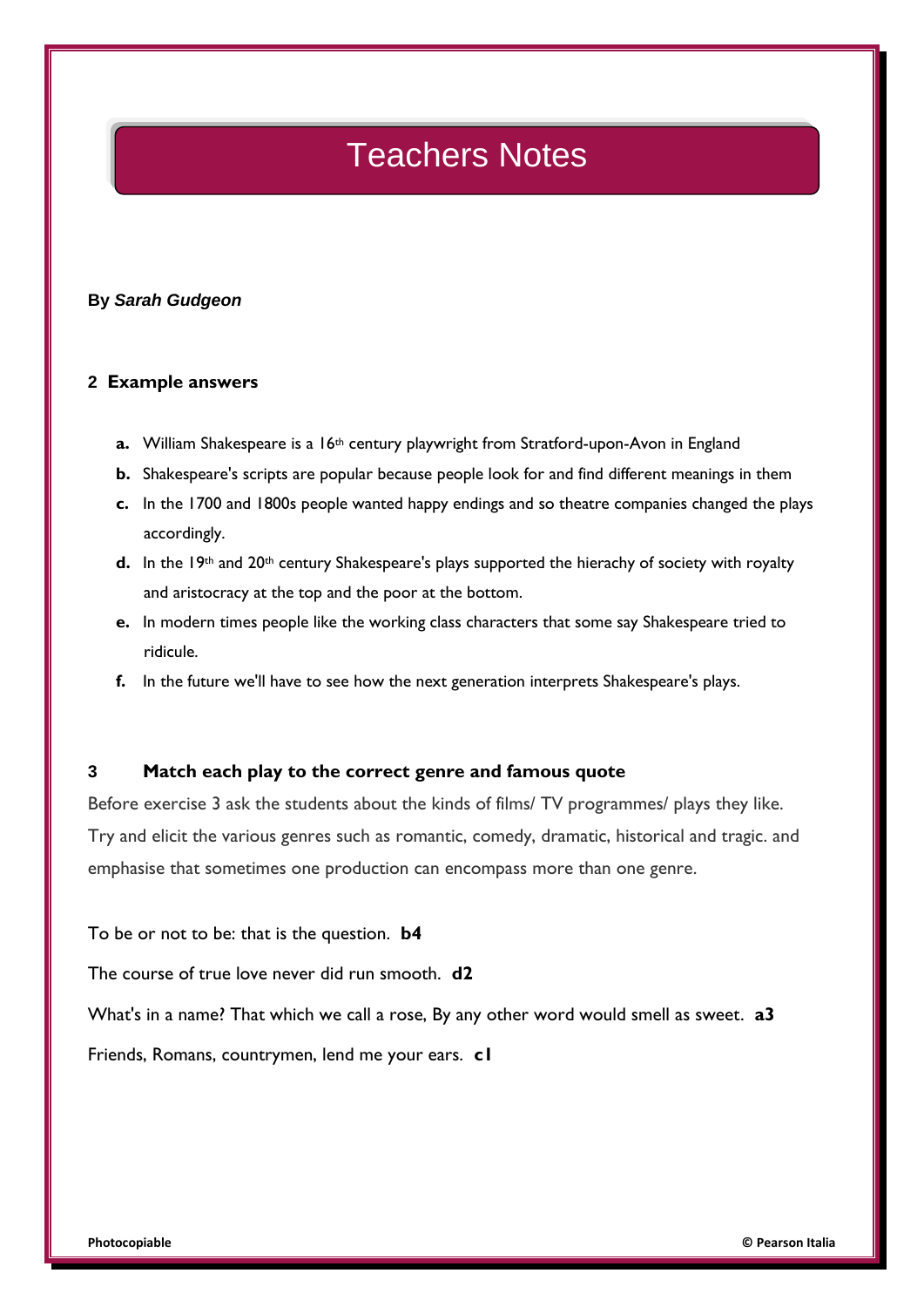# Teachers Notes

**By *Sarah Gudgeon***

## 2 Example answers

- **a.** William Shakespeare is a 16th century playwright from Stratford-upon-Avon in England
- **b.** Shakespeare's scripts are popular because people look for and find different meanings in them
- **c.** In the 1700 and 1800s people wanted happy endings and so theatre companies changed the plays accordingly.
- **d.** In the 19th and 20th century Shakespeare's plays supported the hierachy of society with royalty and aristocracy at the top and the poor at the bottom.
- **e.** In modern times people like the working class characters that some say Shakespeare tried to ridicule.
- **f.** In the future we'll have to see how the next generation interprets Shakespeare's plays.

## 3 Match each play to the correct genre and famous quote

Before exercise 3 ask the students about the kinds of films/ TV programmes/ plays they like. Try and elicit the various genres such as romantic, comedy, dramatic, historical and tragic. and emphasise that sometimes one production can encompass more than one genre.

To be or not to be: that is the question. **b4**

The course of true love never did run smooth. **d2**

What's in a name? That which we call a rose, By any other word would smell as sweet. **a3**

Friends, Romans, countrymen, lend me your ears. **c1**

Photocopiable © Pearson Italia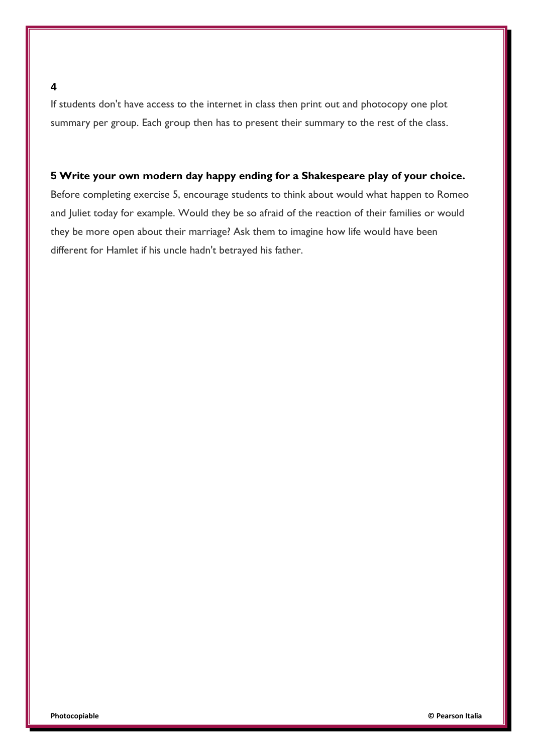**4**

If students don't have access to the internet in class then print out and photocopy one plot summary per group. Each group then has to present their summary to the rest of the class.

**5 Write your own modern day happy ending for a Shakespeare play of your choice.**

Before completing exercise 5, encourage students to think about would what happen to Romeo and Juliet today for example. Would they be so afraid of the reaction of their families or would they be more open about their marriage? Ask them to imagine how life would have been different for Hamlet if his uncle hadn't betrayed his father.

**Photocopiable** © Pearson Italia